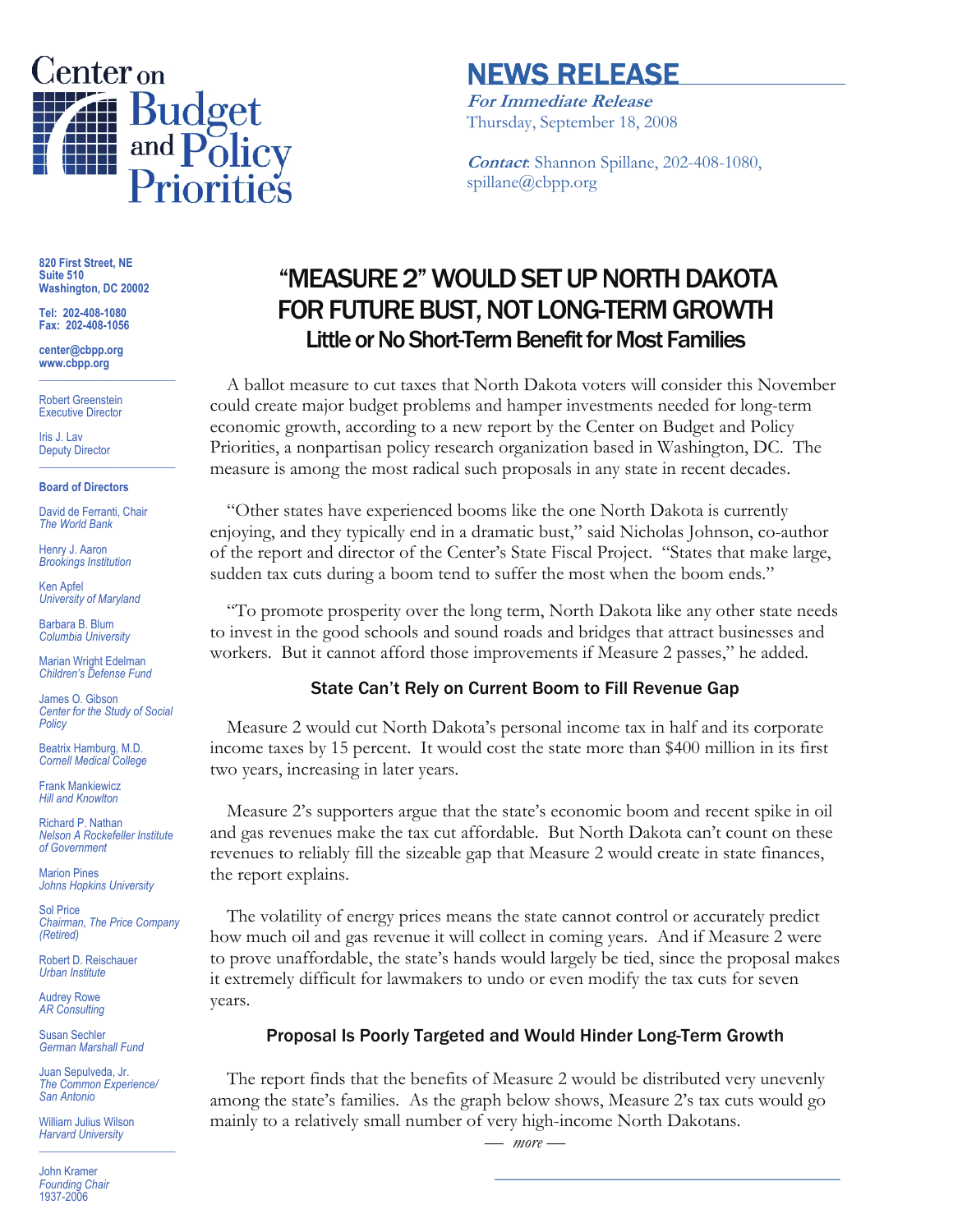Center on Budget and Policy Priorities

# NEWS RELEASE

***For Immediate Release***
Thursday, September 18, 2008

***Contact***: Shannon Spillane, 202-408-1080, spillane@cbpp.org

**820 First Street, NE**
**Suite 510**
**Washington, DC 20002**

**Tel: 202-408-1080**
**Fax: 202-408-1056**

**center@cbpp.org**
**www.cbpp.org**

Robert Greenstein
Executive Director

Iris J. Lav
Deputy Director

**Board of Directors**

David de Ferranti, Chair
*The World Bank*

Henry J. Aaron
*Brookings Institution*

Ken Apfel
*University of Maryland*

Barbara B. Blum
*Columbia University*

Marian Wright Edelman
*Children's Defense Fund*

James O. Gibson
*Center for the Study of Social Policy*

Beatrix Hamburg, M.D.
*Cornell Medical College*

Frank Mankiewicz
*Hill and Knowlton*

Richard P. Nathan
*Nelson A Rockefeller Institute of Government*

Marion Pines
*Johns Hopkins University*

Sol Price
*Chairman, The Price Company (Retired)*

Robert D. Reischauer
*Urban Institute*

Audrey Rowe
*AR Consulting*

Susan Sechler
*German Marshall Fund*

Juan Sepulveda, Jr.
*The Common Experience/ San Antonio*

William Julius Wilson
*Harvard University*

John Kramer
*Founding Chair*
1937-2006

# "MEASURE 2" WOULD SET UP NORTH DAKOTA FOR FUTURE BUST, NOT LONG-TERM GROWTH

## Little or No Short-Term Benefit for Most Families

A ballot measure to cut taxes that North Dakota voters will consider this November could create major budget problems and hamper investments needed for long-term economic growth, according to a new report by the Center on Budget and Policy Priorities, a nonpartisan policy research organization based in Washington, DC. The measure is among the most radical such proposals in any state in recent decades.

"Other states have experienced booms like the one North Dakota is currently enjoying, and they typically end in a dramatic bust," said Nicholas Johnson, co-author of the report and director of the Center's State Fiscal Project. "States that make large, sudden tax cuts during a boom tend to suffer the most when the boom ends."

"To promote prosperity over the long term, North Dakota like any other state needs to invest in the good schools and sound roads and bridges that attract businesses and workers. But it cannot afford those improvements if Measure 2 passes," he added.

### State Can't Rely on Current Boom to Fill Revenue Gap

Measure 2 would cut North Dakota's personal income tax in half and its corporate income taxes by 15 percent. It would cost the state more than $400 million in its first two years, increasing in later years.

Measure 2's supporters argue that the state's economic boom and recent spike in oil and gas revenues make the tax cut affordable. But North Dakota can't count on these revenues to reliably fill the sizeable gap that Measure 2 would create in state finances, the report explains.

The volatility of energy prices means the state cannot control or accurately predict how much oil and gas revenue it will collect in coming years. And if Measure 2 were to prove unaffordable, the state's hands would largely be tied, since the proposal makes it extremely difficult for lawmakers to undo or even modify the tax cuts for seven years.

### Proposal Is Poorly Targeted and Would Hinder Long-Term Growth

The report finds that the benefits of Measure 2 would be distributed very unevenly among the state's families. As the graph below shows, Measure 2's tax cuts would go mainly to a relatively small number of very high-income North Dakotans.

*— more —*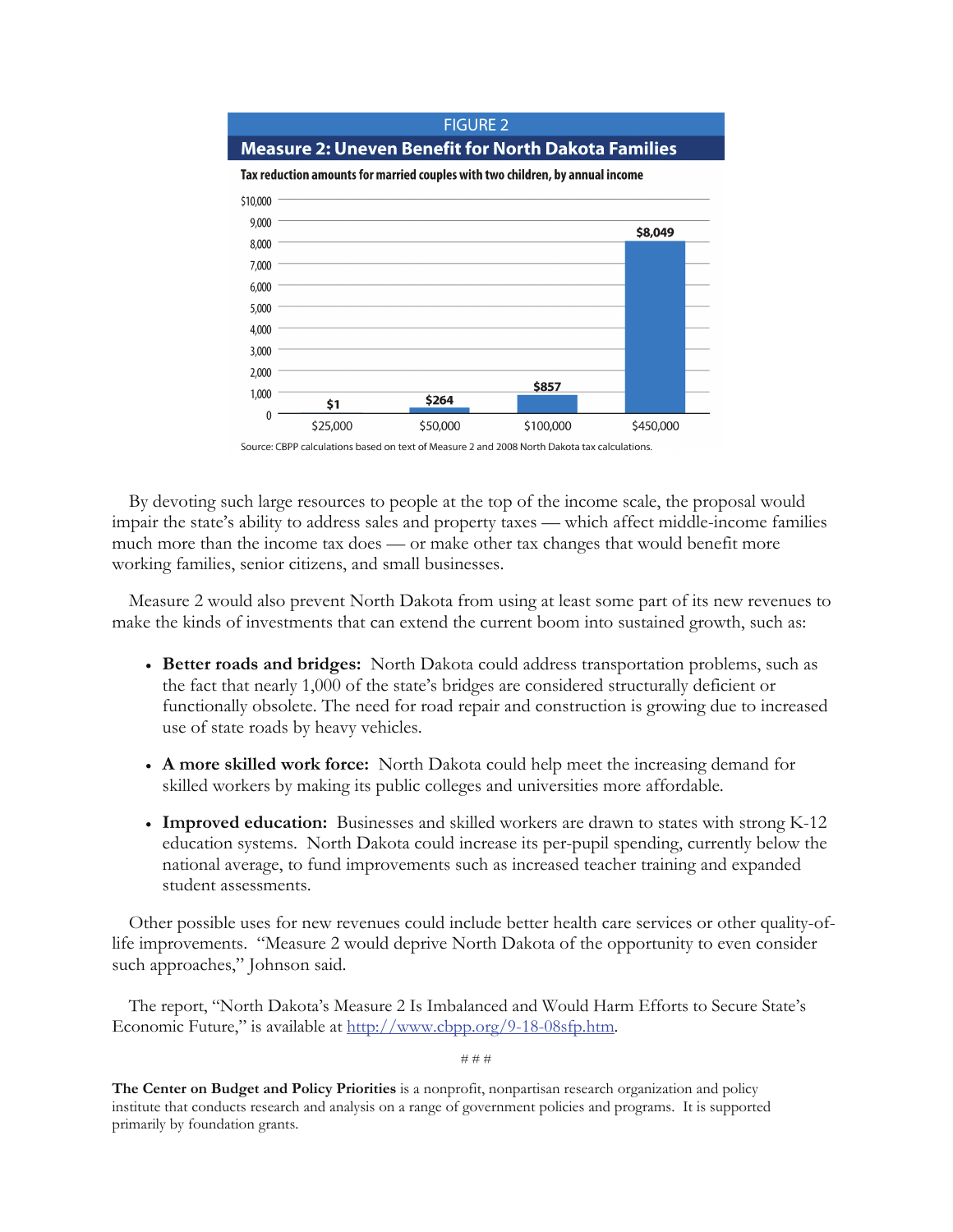FIGURE 2

**Measure 2: Uneven Benefit for North Dakota Families**

Tax reduction amounts for married couples with two children, by annual income

$10,000
9,000
8,000
7,000
6,000
5,000
4,000
3,000
2,000
1,000
0

$1
$264
$857
$8,049

$25,000
$50,000
$100,000
$450,000

Source: CBPP calculations based on text of Measure 2 and 2008 North Dakota tax calculations.

By devoting such large resources to people at the top of the income scale, the proposal would impair the state's ability to address sales and property taxes — which affect middle-income families much more than the income tax does — or make other tax changes that would benefit more working families, senior citizens, and small businesses.

Measure 2 would also prevent North Dakota from using at least some part of its new revenues to make the kinds of investments that can extend the current boom into sustained growth, such as:

- **Better roads and bridges:** North Dakota could address transportation problems, such as the fact that nearly 1,000 of the state's bridges are considered structurally deficient or functionally obsolete. The need for road repair and construction is growing due to increased use of state roads by heavy vehicles.
- **A more skilled work force:** North Dakota could help meet the increasing demand for skilled workers by making its public colleges and universities more affordable.
- **Improved education:** Businesses and skilled workers are drawn to states with strong K-12 education systems. North Dakota could increase its per-pupil spending, currently below the national average, to fund improvements such as increased teacher training and expanded student assessments.

Other possible uses for new revenues could include better health care services or other quality-of-life improvements. "Measure 2 would deprive North Dakota of the opportunity to even consider such approaches," Johnson said.

The report, "North Dakota's Measure 2 Is Imbalanced and Would Harm Efforts to Secure State's Economic Future," is available at http://www.cbpp.org/9-18-08sfp.htm.

# # #

**The Center on Budget and Policy Priorities** is a nonprofit, nonpartisan research organization and policy institute that conducts research and analysis on a range of government policies and programs. It is supported primarily by foundation grants.